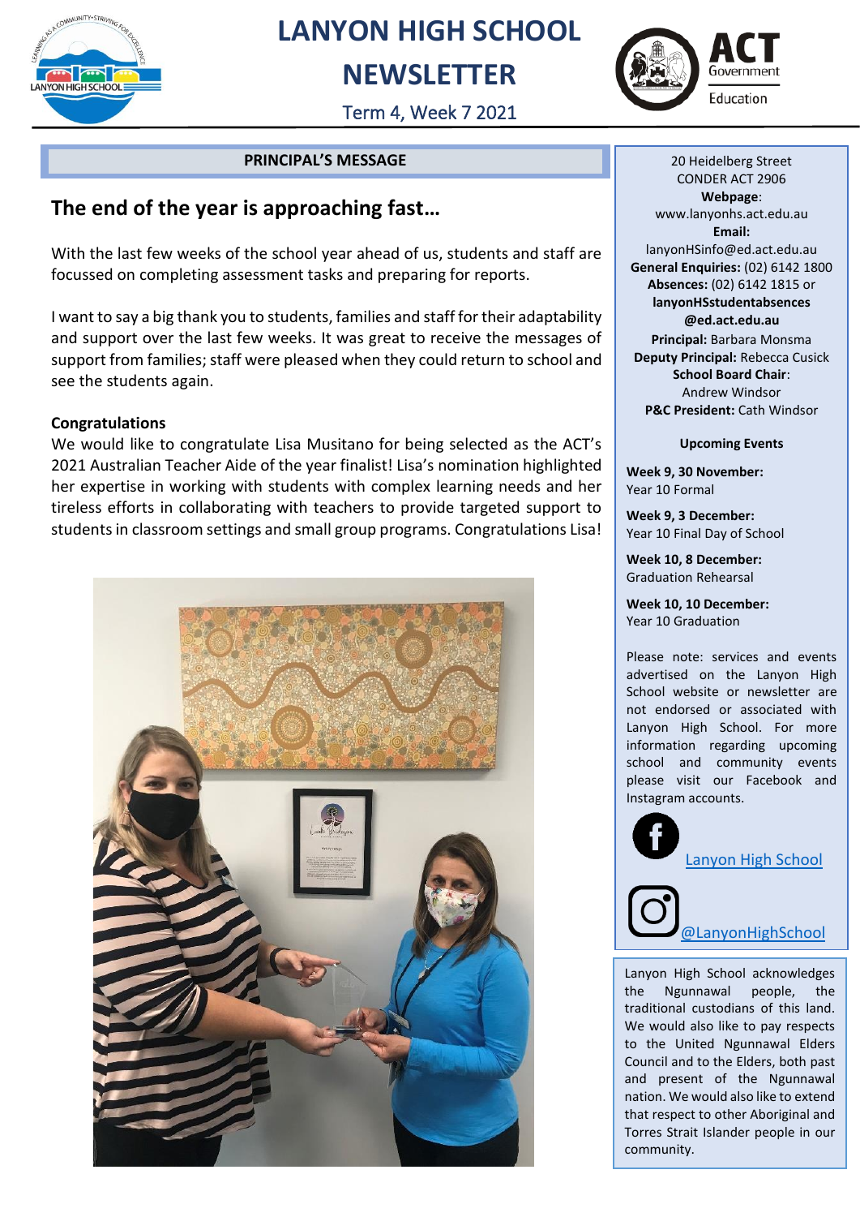# LANYON HIGH SCHOOL NEWSLETTER

Term 4, Week 7 2021

## PRINCIPAL'S MESSAGE

### The end of the year is approaching fast…

With the last few weeks of the school year ahead of us, students and staff are focussed on completing assessment tasks and preparing for reports.

I want to say a big thank you to students, families and staff for their adaptability and support over the last few weeks. It was great to receive the messages of support from families; staff were pleased when they could return to school and see the students again.

**Congratulations**

We would like to congratulate Lisa Musitano for being selected as the ACT's 2021 Australian Teacher Aide of the year finalist! Lisa's nomination highlighted her expertise in working with students with complex learning needs and her tireless efforts in collaborating with teachers to provide targeted support to students in classroom settings and small group programs. Congratulations Lisa!

---

20 Heidelberg Street
CONDER ACT 2906

**Webpage**:
www.lanyonhs.act.edu.au

**Email:**
lanyonHSinfo@ed.act.edu.au

**General Enquiries:** (02) 6142 1800

**Absences:** (02) 6142 1815 or **lanyonHSstudentabsences @ed.act.edu.au**

**Principal:** Barbara Monsma

**Deputy Principal:** Rebecca Cusick

**School Board Chair**: Andrew Windsor

**P&C President:** Cath Windsor

**Upcoming Events**

**Week 9, 30 November:**
Year 10 Formal

**Week 9, 3 December:**
Year 10 Final Day of School

**Week 10, 8 December:**
Graduation Rehearsal

**Week 10, 10 December:**
Year 10 Graduation

Please note: services and events advertised on the Lanyon High School website or newsletter are not endorsed or associated with Lanyon High School. For more information regarding upcoming school and community events please visit our Facebook and Instagram accounts.

Lanyon High School

@LanyonHighSchool

Lanyon High School acknowledges the Ngunnawal people, the traditional custodians of this land. We would also like to pay respects to the United Ngunnawal Elders Council and to the Elders, both past and present of the Ngunnawal nation. We would also like to extend that respect to other Aboriginal and Torres Strait Islander people in our community.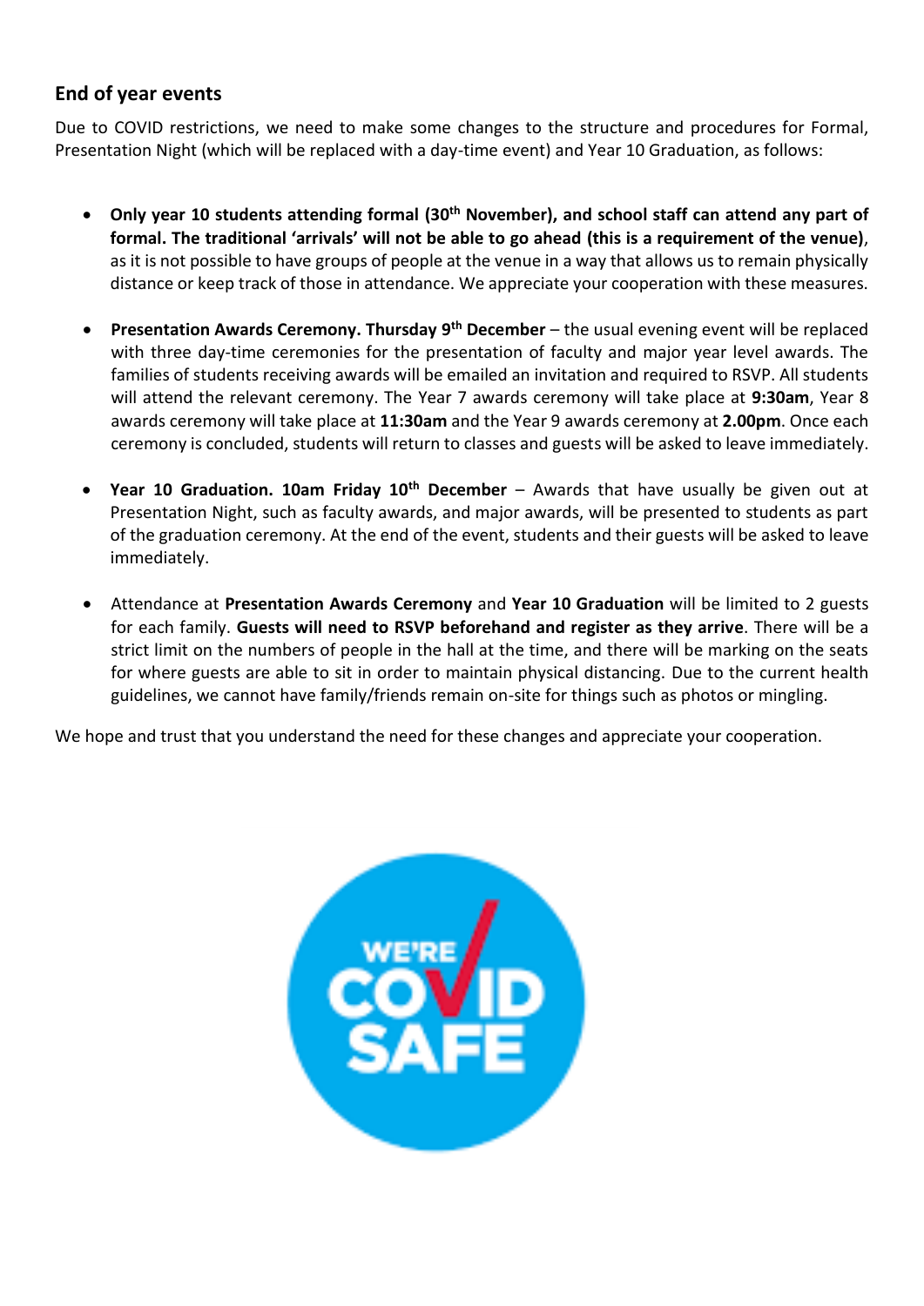## End of year events

Due to COVID restrictions, we need to make some changes to the structure and procedures for Formal, Presentation Night (which will be replaced with a day-time event) and Year 10 Graduation, as follows:

- **Only year 10 students attending formal (30th November), and school staff can attend any part of formal. The traditional 'arrivals' will not be able to go ahead (this is a requirement of the venue)**, as it is not possible to have groups of people at the venue in a way that allows us to remain physically distance or keep track of those in attendance. We appreciate your cooperation with these measures.
- **Presentation Awards Ceremony. Thursday 9th December** – the usual evening event will be replaced with three day-time ceremonies for the presentation of faculty and major year level awards. The families of students receiving awards will be emailed an invitation and required to RSVP. All students will attend the relevant ceremony. The Year 7 awards ceremony will take place at **9:30am**, Year 8 awards ceremony will take place at **11:30am** and the Year 9 awards ceremony at **2.00pm**. Once each ceremony is concluded, students will return to classes and guests will be asked to leave immediately.
- **Year 10 Graduation. 10am Friday 10th December** – Awards that have usually be given out at Presentation Night, such as faculty awards, and major awards, will be presented to students as part of the graduation ceremony. At the end of the event, students and their guests will be asked to leave immediately.
- Attendance at **Presentation Awards Ceremony** and **Year 10 Graduation** will be limited to 2 guests for each family. **Guests will need to RSVP beforehand and register as they arrive**. There will be a strict limit on the numbers of people in the hall at the time, and there will be marking on the seats for where guests are able to sit in order to maintain physical distancing. Due to the current health guidelines, we cannot have family/friends remain on-site for things such as photos or mingling.

We hope and trust that you understand the need for these changes and appreciate your cooperation.

WE'RE COVID SAFE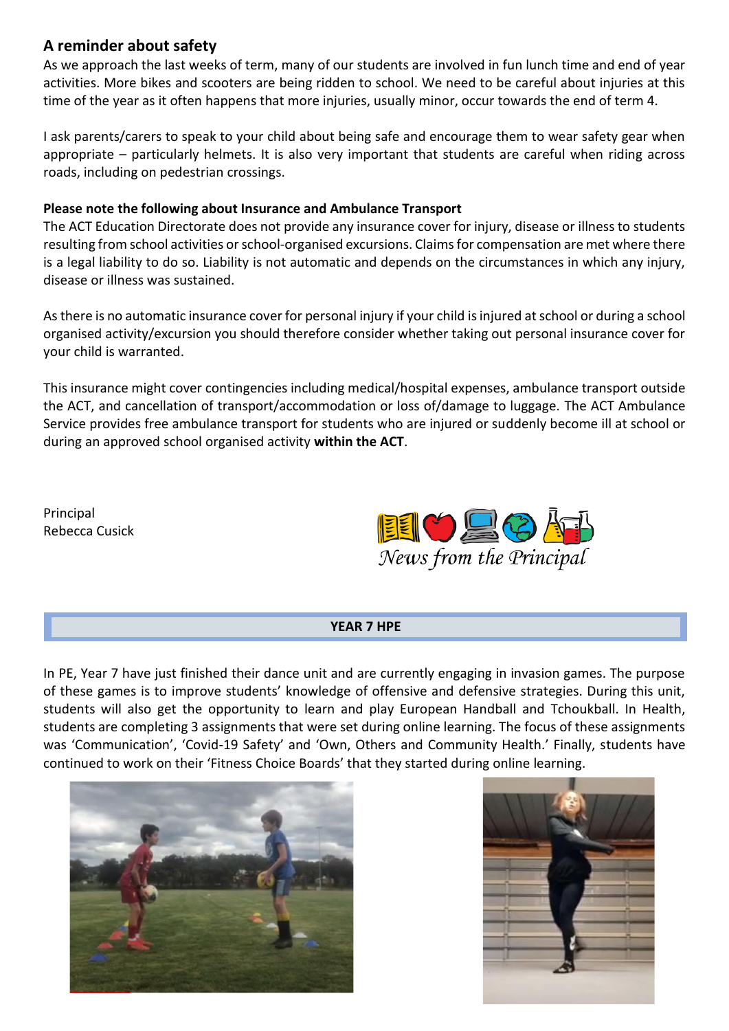## A reminder about safety

As we approach the last weeks of term, many of our students are involved in fun lunch time and end of year activities. More bikes and scooters are being ridden to school. We need to be careful about injuries at this time of the year as it often happens that more injuries, usually minor, occur towards the end of term 4.

I ask parents/carers to speak to your child about being safe and encourage them to wear safety gear when appropriate – particularly helmets. It is also very important that students are careful when riding across roads, including on pedestrian crossings.

**Please note the following about Insurance and Ambulance Transport**

The ACT Education Directorate does not provide any insurance cover for injury, disease or illness to students resulting from school activities or school-organised excursions. Claims for compensation are met where there is a legal liability to do so. Liability is not automatic and depends on the circumstances in which any injury, disease or illness was sustained.

As there is no automatic insurance cover for personal injury if your child is injured at school or during a school organised activity/excursion you should therefore consider whether taking out personal insurance cover for your child is warranted.

This insurance might cover contingencies including medical/hospital expenses, ambulance transport outside the ACT, and cancellation of transport/accommodation or loss of/damage to luggage. The ACT Ambulance Service provides free ambulance transport for students who are injured or suddenly become ill at school or during an approved school organised activity **within the ACT**.

Principal
Rebecca Cusick

*News from the Principal*

## YEAR 7 HPE

In PE, Year 7 have just finished their dance unit and are currently engaging in invasion games. The purpose of these games is to improve students' knowledge of offensive and defensive strategies. During this unit, students will also get the opportunity to learn and play European Handball and Tchoukball. In Health, students are completing 3 assignments that were set during online learning. The focus of these assignments was 'Communication', 'Covid-19 Safety' and 'Own, Others and Community Health.' Finally, students have continued to work on their 'Fitness Choice Boards' that they started during online learning.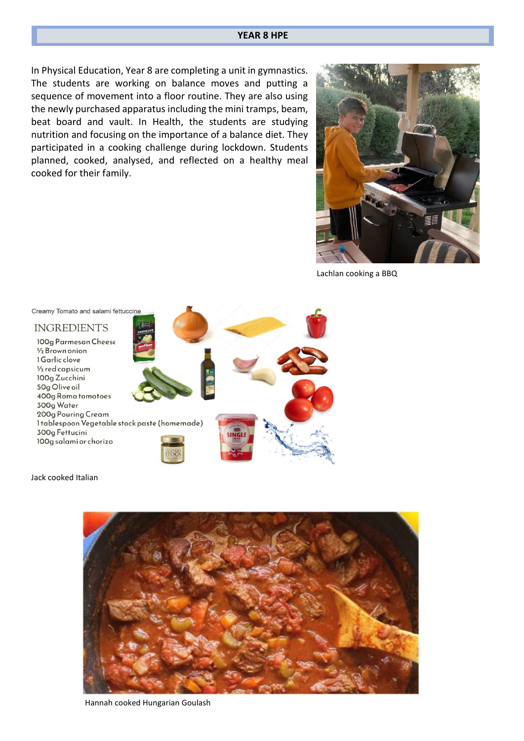## YEAR 8 HPE

In Physical Education, Year 8 are completing a unit in gymnastics. The students are working on balance moves and putting a sequence of movement into a floor routine. They are also using the newly purchased apparatus including the mini tramps, beam, beat board and vault. In Health, the students are studying nutrition and focusing on the importance of a balance diet. They participated in a cooking challenge during lockdown. Students planned, cooked, analysed, and reflected on a healthy meal cooked for their family.

Lachlan cooking a BBQ

Creamy Tomato and salami fettuccine

INGREDIENTS

- 100g Parmesan Cheese
- ½ Brown onion
- 1 Garlic clove
- ½ red capsicum
- 100g Zucchini
- 50g Olive oil
- 400g Roma tomatoes
- 300g Water
- 200g Pouring Cream
- 1 tablespoon Vegetable stock paste (homemade)
- 300g Fettucini
- 100g salami or chorizo

Jack cooked Italian

Hannah cooked Hungarian Goulash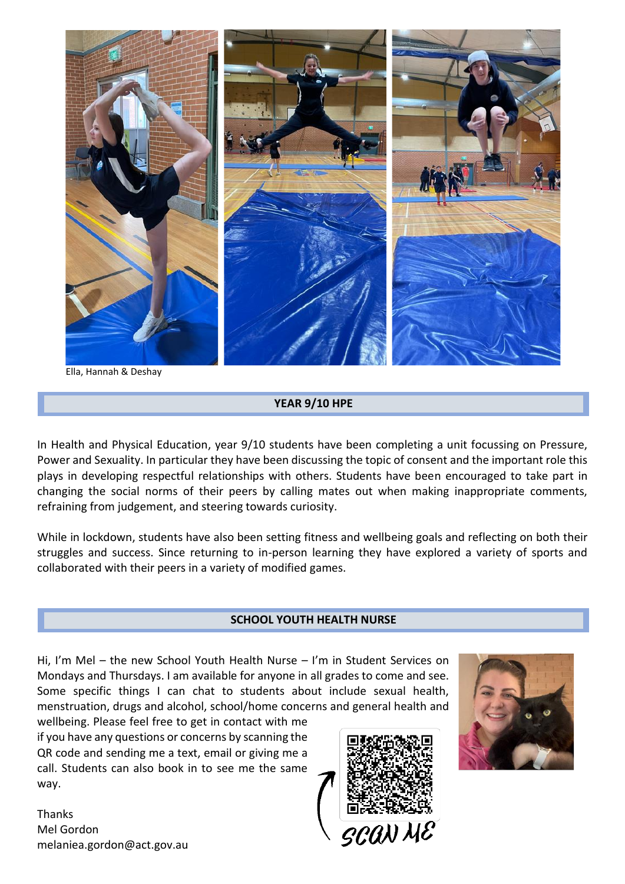Ella, Hannah & Deshay

## YEAR 9/10 HPE

In Health and Physical Education, year 9/10 students have been completing a unit focussing on Pressure, Power and Sexuality. In particular they have been discussing the topic of consent and the important role this plays in developing respectful relationships with others. Students have been encouraged to take part in changing the social norms of their peers by calling mates out when making inappropriate comments, refraining from judgement, and steering towards curiosity.

While in lockdown, students have also been setting fitness and wellbeing goals and reflecting on both their struggles and success. Since returning to in-person learning they have explored a variety of sports and collaborated with their peers in a variety of modified games.

## SCHOOL YOUTH HEALTH NURSE

Hi, I'm Mel – the new School Youth Health Nurse – I'm in Student Services on Mondays and Thursdays. I am available for anyone in all grades to come and see. Some specific things I can chat to students about include sexual health, menstruation, drugs and alcohol, school/home concerns and general health and wellbeing. Please feel free to get in contact with me if you have any questions or concerns by scanning the QR code and sending me a text, email or giving me a call. Students can also book in to see me the same way.

SCAN ME

Thanks
Mel Gordon
melaniea.gordon@act.gov.au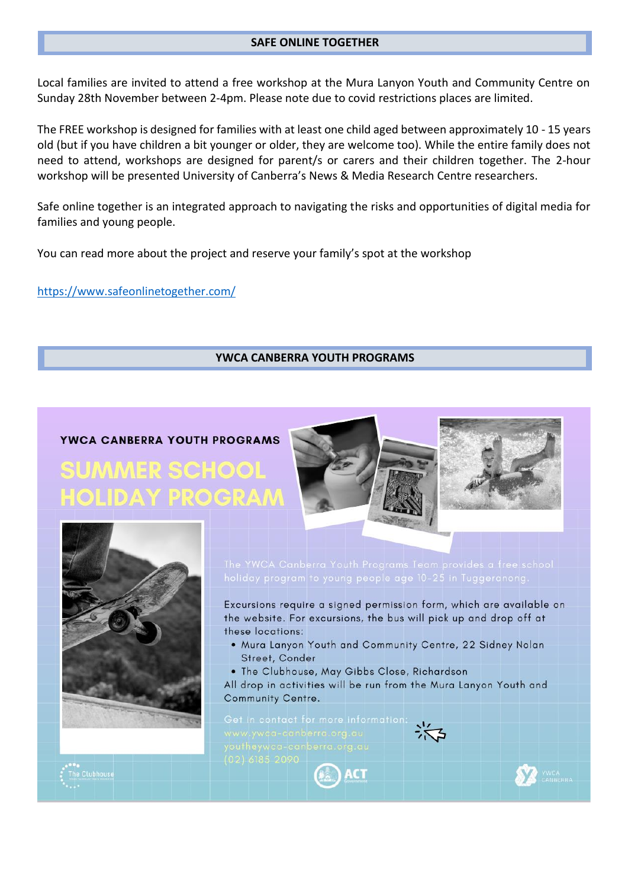## SAFE ONLINE TOGETHER

Local families are invited to attend a free workshop at the Mura Lanyon Youth and Community Centre on Sunday 28th November between 2-4pm. Please note due to covid restrictions places are limited.

The FREE workshop is designed for families with at least one child aged between approximately 10 - 15 years old (but if you have children a bit younger or older, they are welcome too). While the entire family does not need to attend, workshops are designed for parent/s or carers and their children together. The 2-hour workshop will be presented University of Canberra's News & Media Research Centre researchers.

Safe online together is an integrated approach to navigating the risks and opportunities of digital media for families and young people.

You can read more about the project and reserve your family's spot at the workshop

https://www.safeonlinetogether.com/

## YWCA CANBERRA YOUTH PROGRAMS

YWCA CANBERRA YOUTH PROGRAMS

# SUMMER SCHOOL HOLIDAY PROGRAM

The YWCA Canberra Youth Programs Team provides a free school holiday program to young people age 10-25 in Tuggeranong.

Excursions require a signed permission form, which are available on the website. For excursions, the bus will pick up and drop off at these locations:

- Mura Lanyon Youth and Community Centre, 22 Sidney Nolan Street, Conder
- The Clubhouse, May Gibbs Close, Richardson

All drop in activities will be run from the Mura Lanyon Youth and Community Centre.

Get in contact for more information:
www.ywca-canberra.org.au
youtheywca-canberra.org.au
(02) 6185 2090

The Clubhouse | ACT Government | YWCA Canberra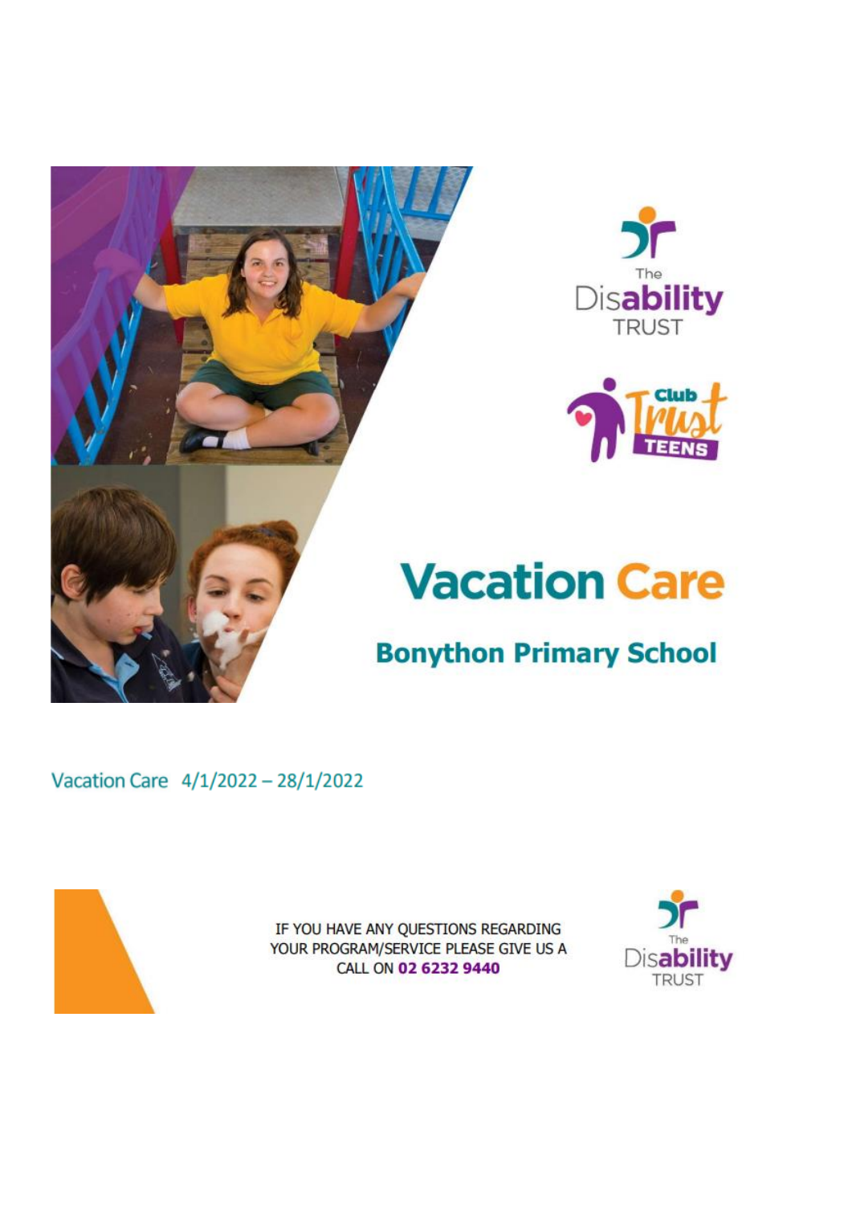The Disability TRUST

Club Trust TEENS

# Vacation Care

## Bonython Primary School

Vacation Care 4/1/2022 – 28/1/2022

IF YOU HAVE ANY QUESTIONS REGARDING YOUR PROGRAM/SERVICE PLEASE GIVE US A CALL ON **02 6232 9440**

The Disability TRUST